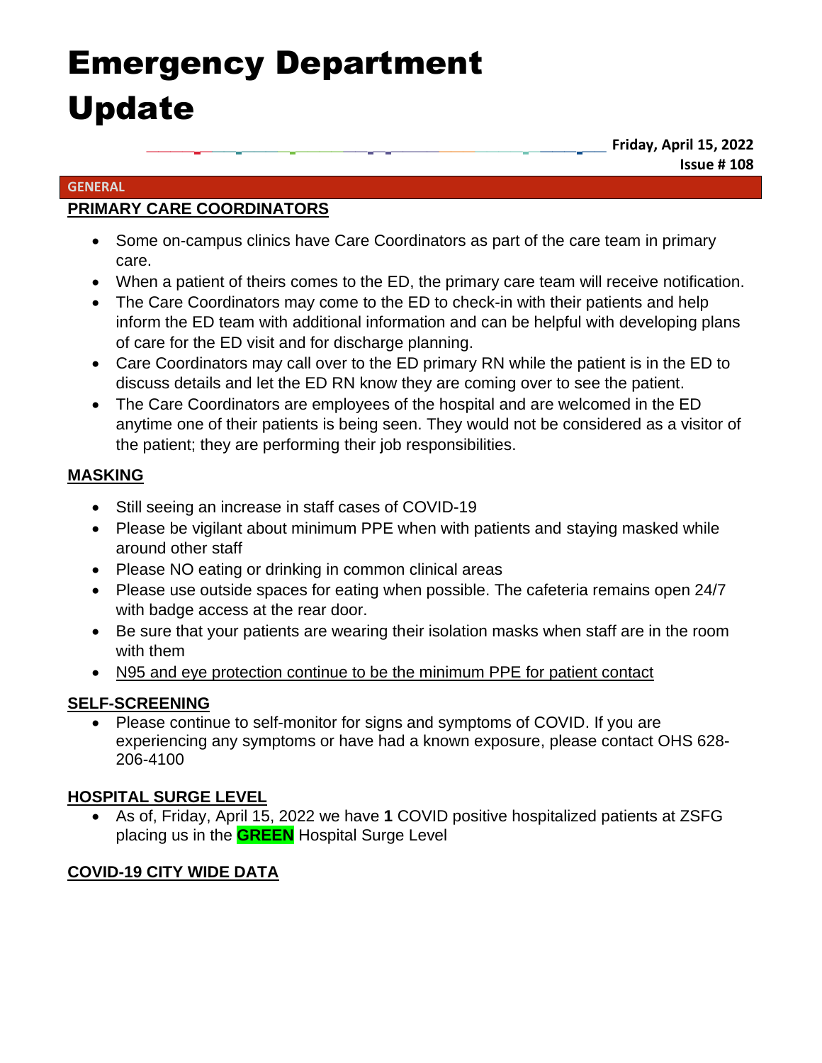# Emergency Department Update

**Friday, April 15, 2022**
**Issue # 108**

## GENERAL

### PRIMARY CARE COORDINATORS

- Some on-campus clinics have Care Coordinators as part of the care team in primary care.
- When a patient of theirs comes to the ED, the primary care team will receive notification.
- The Care Coordinators may come to the ED to check-in with their patients and help inform the ED team with additional information and can be helpful with developing plans of care for the ED visit and for discharge planning.
- Care Coordinators may call over to the ED primary RN while the patient is in the ED to discuss details and let the ED RN know they are coming over to see the patient.
- The Care Coordinators are employees of the hospital and are welcomed in the ED anytime one of their patients is being seen. They would not be considered as a visitor of the patient; they are performing their job responsibilities.

### MASKING

- Still seeing an increase in staff cases of COVID-19
- Please be vigilant about minimum PPE when with patients and staying masked while around other staff
- Please NO eating or drinking in common clinical areas
- Please use outside spaces for eating when possible. The cafeteria remains open 24/7 with badge access at the rear door.
- Be sure that your patients are wearing their isolation masks when staff are in the room with them
- <u>N95 and eye protection continue to be the minimum PPE for patient contact</u>

### SELF-SCREENING

- Please continue to self-monitor for signs and symptoms of COVID. If you are experiencing any symptoms or have had a known exposure, please contact OHS 628-206-4100

### HOSPITAL SURGE LEVEL

- As of, Friday, April 15, 2022 we have **1** COVID positive hospitalized patients at ZSFG placing us in the **GREEN** Hospital Surge Level

### COVID-19 CITY WIDE DATA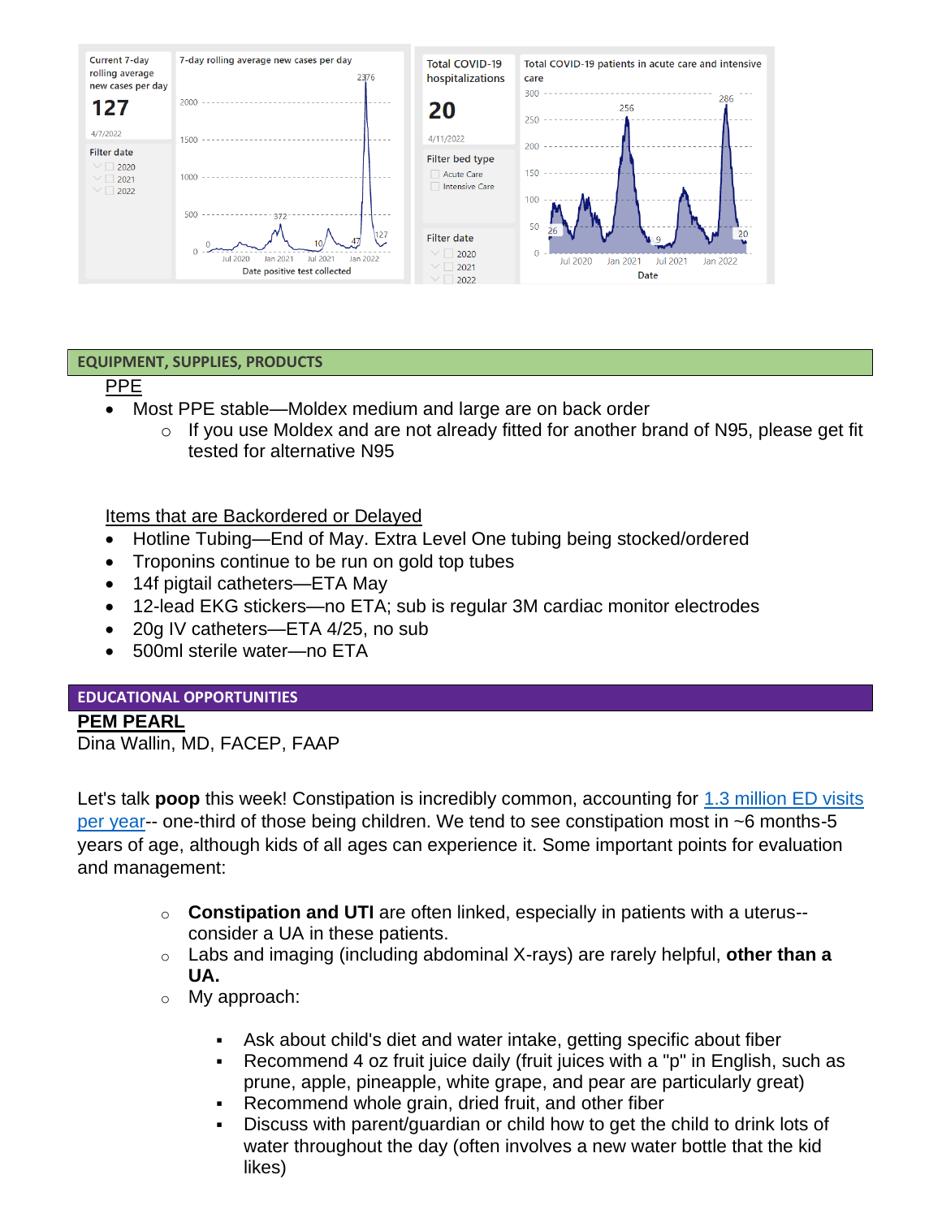Current 7-day rolling average new cases per day

127

4/7/2022

Filter date

- 2020
- 2021
- 2022

7-day rolling average new cases per day

Total COVID-19 hospitalizations

20

4/11/2022

Filter bed type

- Acute Care
- Intensive Care

Filter date

- 2020
- 2021
- 2022

Total COVID-19 patients in acute care and intensive care

## EQUIPMENT, SUPPLIES, PRODUCTS

PPE

- Most PPE stable—Moldex medium and large are on back order
    - If you use Moldex and are not already fitted for another brand of N95, please get fit tested for alternative N95

Items that are Backordered or Delayed

- Hotline Tubing—End of May. Extra Level One tubing being stocked/ordered
- Troponins continue to be run on gold top tubes
- 14f pigtail catheters—ETA May
- 12-lead EKG stickers—no ETA; sub is regular 3M cardiac monitor electrodes
- 20g IV catheters—ETA 4/25, no sub
- 500ml sterile water—no ETA

## EDUCATIONAL OPPORTUNITIES

**PEM PEARL**

Dina Wallin, MD, FACEP, FAAP

Let's talk **poop** this week! Constipation is incredibly common, accounting for 1.3 million ED visits per year-- one-third of those being children. We tend to see constipation most in ~6 months-5 years of age, although kids of all ages can experience it. Some important points for evaluation and management:

- **Constipation and UTI** are often linked, especially in patients with a uterus--consider a UA in these patients.
- Labs and imaging (including abdominal X-rays) are rarely helpful, **other than a UA.**
- My approach:
    - Ask about child's diet and water intake, getting specific about fiber
    - Recommend 4 oz fruit juice daily (fruit juices with a "p" in English, such as prune, apple, pineapple, white grape, and pear are particularly great)
    - Recommend whole grain, dried fruit, and other fiber
    - Discuss with parent/guardian or child how to get the child to drink lots of water throughout the day (often involves a new water bottle that the kid likes)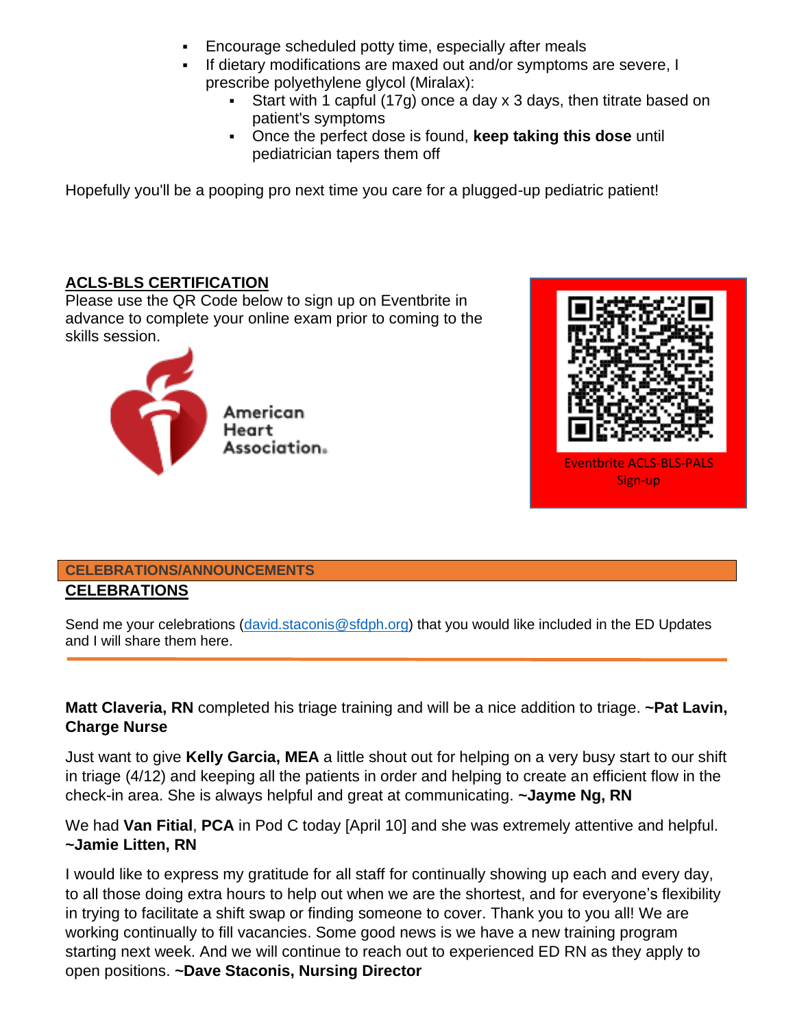- Encourage scheduled potty time, especially after meals
- If dietary modifications are maxed out and/or symptoms are severe, I prescribe polyethylene glycol (Miralax):
  - Start with 1 capful (17g) once a day x 3 days, then titrate based on patient's symptoms
  - Once the perfect dose is found, **keep taking this dose** until pediatrician tapers them off

Hopefully you'll be a pooping pro next time you care for a plugged-up pediatric patient!

## ACLS-BLS CERTIFICATION

Please use the QR Code below to sign up on Eventbrite in advance to complete your online exam prior to coming to the skills session.

American Heart Association.

Eventbrite ACLS-BLS-PALS Sign-up

## CELEBRATIONS/ANNOUNCEMENTS

### CELEBRATIONS

Send me your celebrations (david.staconis@sfdph.org) that you would like included in the ED Updates and I will share them here.

**Matt Claveria, RN** completed his triage training and will be a nice addition to triage. **~Pat Lavin, Charge Nurse**

Just want to give **Kelly Garcia, MEA** a little shout out for helping on a very busy start to our shift in triage (4/12) and keeping all the patients in order and helping to create an efficient flow in the check-in area. She is always helpful and great at communicating. **~Jayme Ng, RN**

We had **Van Fitial**, **PCA** in Pod C today [April 10] and she was extremely attentive and helpful. **~Jamie Litten, RN**

I would like to express my gratitude for all staff for continually showing up each and every day, to all those doing extra hours to help out when we are the shortest, and for everyone's flexibility in trying to facilitate a shift swap or finding someone to cover. Thank you to you all! We are working continually to fill vacancies. Some good news is we have a new training program starting next week. And we will continue to reach out to experienced ED RN as they apply to open positions. **~Dave Staconis, Nursing Director**